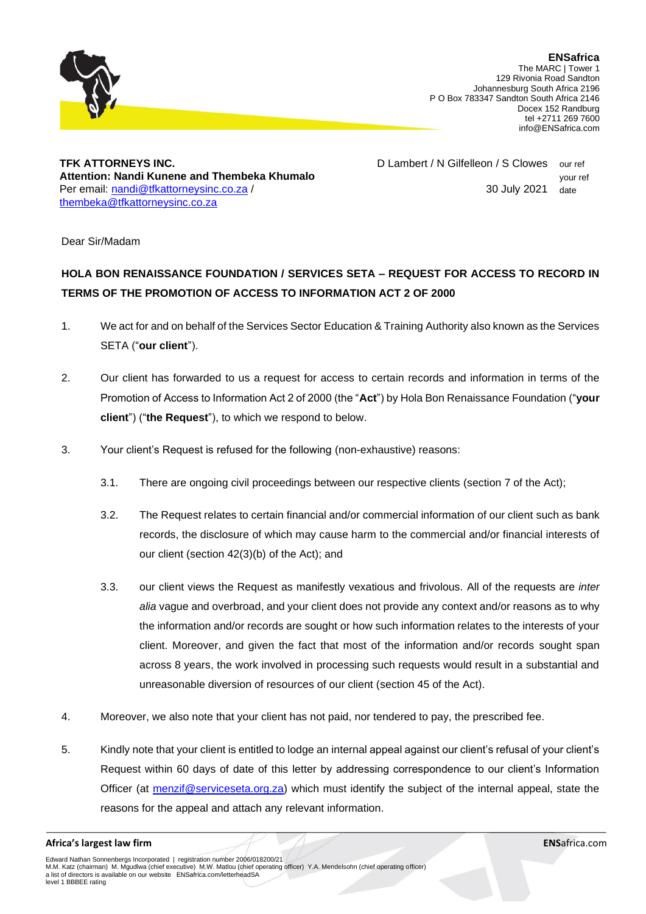**ENSafrica**
The MARC | Tower 1
129 Rivonia Road Sandton
Johannesburg South Africa 2196
P O Box 783347 Sandton South Africa 2146
Docex 152 Randburg
tel +2711 269 7600
info@ENSafrica.com

**TFK ATTORNEYS INC.**
**Attention: Nandi Kunene and Thembeka Khumalo**
Per email: nandi@tfkattorneysinc.co.za / thembeka@tfkattorneysinc.co.za

D Lambert / N Gilfelleon / S Clowes — our ref
your ref
30 July 2021 — date

Dear Sir/Madam

**HOLA BON RENAISSANCE FOUNDATION / SERVICES SETA – REQUEST FOR ACCESS TO RECORD IN TERMS OF THE PROMOTION OF ACCESS TO INFORMATION ACT 2 OF 2000**

1. We act for and on behalf of the Services Sector Education & Training Authority also known as the Services SETA ("**our client**").

2. Our client has forwarded to us a request for access to certain records and information in terms of the Promotion of Access to Information Act 2 of 2000 (the "**Act**") by Hola Bon Renaissance Foundation ("**your client**") ("**the Request**"), to which we respond to below.

3. Your client's Request is refused for the following (non-exhaustive) reasons:

   3.1. There are ongoing civil proceedings between our respective clients (section 7 of the Act);

   3.2. The Request relates to certain financial and/or commercial information of our client such as bank records, the disclosure of which may cause harm to the commercial and/or financial interests of our client (section 42(3)(b) of the Act); and

   3.3. our client views the Request as manifestly vexatious and frivolous. All of the requests are *inter alia* vague and overbroad, and your client does not provide any context and/or reasons as to why the information and/or records are sought or how such information relates to the interests of your client. Moreover, and given the fact that most of the information and/or records sought span across 8 years, the work involved in processing such requests would result in a substantial and unreasonable diversion of resources of our client (section 45 of the Act).

4. Moreover, we also note that your client has not paid, nor tendered to pay, the prescribed fee.

5. Kindly note that your client is entitled to lodge an internal appeal against our client's refusal of your client's Request within 60 days of date of this letter by addressing correspondence to our client's Information Officer (at menzif@serviceseta.org.za) which must identify the subject of the internal appeal, state the reasons for the appeal and attach any relevant information.

**Africa's largest law firm** — **ENS**africa.com

Edward Nathan Sonnenbergs Incorporated | registration number 2006/018200/21
M.M. Katz (chairman) M. Mgudlwa (chief executive) M.W. Matlou (chief operating officer) Y.A. Mendelsohn (chief operating officer)
a list of directors is available on our website ENSafrica.com/letterheadSA
level 1 BBBEE rating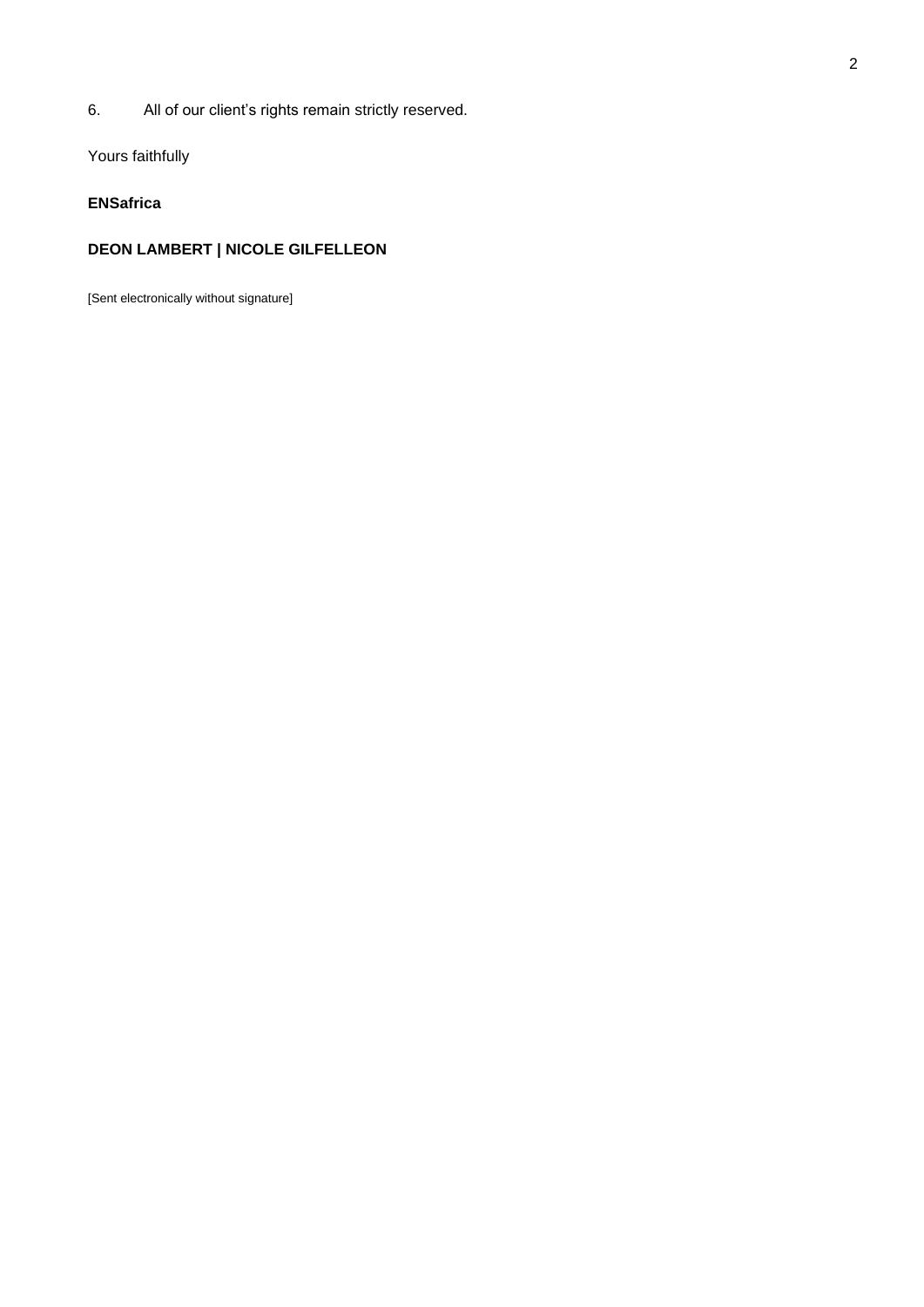6. All of our client's rights remain strictly reserved.

Yours faithfully

**ENSafrica**

**DEON LAMBERT | NICOLE GILFELLEON**

[Sent electronically without signature]